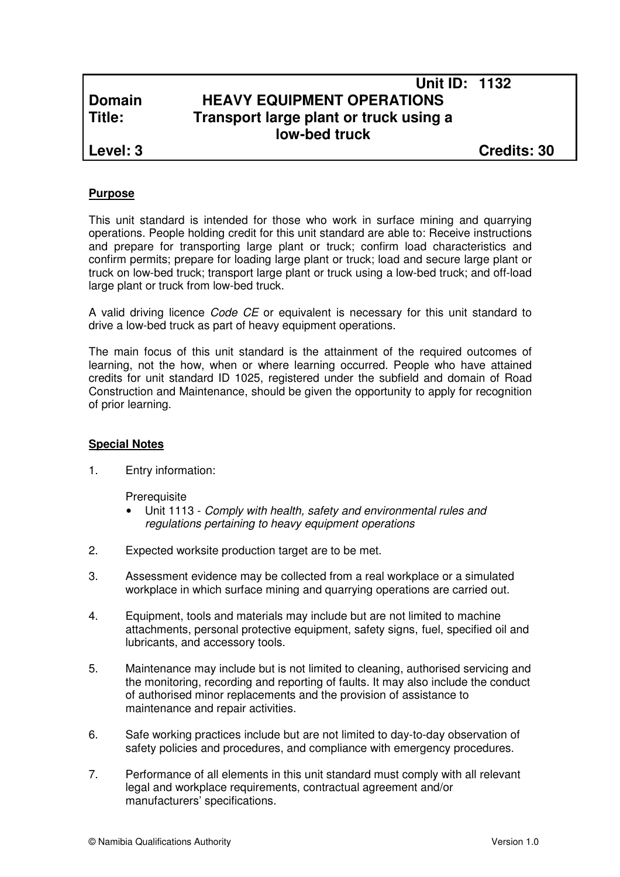| | | |
|---|---|---|
| | | **Unit ID: 1132** |
| **Domain** | **HEAVY EQUIPMENT OPERATIONS** | |
| **Title:** | **Transport large plant or truck using a low-bed truck** | |
| **Level: 3** | | **Credits: 30** |

**Purpose**

This unit standard is intended for those who work in surface mining and quarrying operations. People holding credit for this unit standard are able to: Receive instructions and prepare for transporting large plant or truck; confirm load characteristics and confirm permits; prepare for loading large plant or truck; load and secure large plant or truck on low-bed truck; transport large plant or truck using a low-bed truck; and off-load large plant or truck from low-bed truck.

A valid driving licence *Code CE* or equivalent is necessary for this unit standard to drive a low-bed truck as part of heavy equipment operations.

The main focus of this unit standard is the attainment of the required outcomes of learning, not the how, when or where learning occurred. People who have attained credits for unit standard ID 1025, registered under the subfield and domain of Road Construction and Maintenance, should be given the opportunity to apply for recognition of prior learning.

**Special Notes**

1. Entry information:

   Prerequisite
   - Unit 1113 - *Comply with health, safety and environmental rules and regulations pertaining to heavy equipment operations*

2. Expected worksite production target are to be met.

3. Assessment evidence may be collected from a real workplace or a simulated workplace in which surface mining and quarrying operations are carried out.

4. Equipment, tools and materials may include but are not limited to machine attachments, personal protective equipment, safety signs, fuel, specified oil and lubricants, and accessory tools.

5. Maintenance may include but is not limited to cleaning, authorised servicing and the monitoring, recording and reporting of faults. It may also include the conduct of authorised minor replacements and the provision of assistance to maintenance and repair activities.

6. Safe working practices include but are not limited to day-to-day observation of safety policies and procedures, and compliance with emergency procedures.

7. Performance of all elements in this unit standard must comply with all relevant legal and workplace requirements, contractual agreement and/or manufacturers' specifications.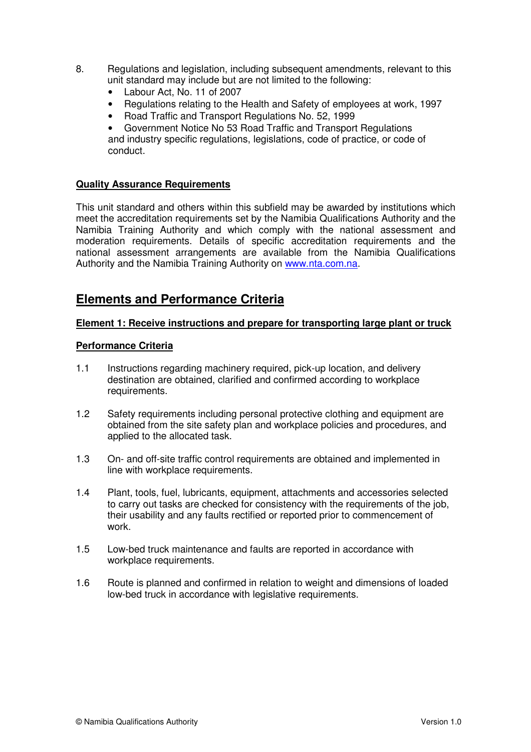8. Regulations and legislation, including subsequent amendments, relevant to this unit standard may include but are not limited to the following:
   - Labour Act, No. 11 of 2007
   - Regulations relating to the Health and Safety of employees at work, 1997
   - Road Traffic and Transport Regulations No. 52, 1999
   - Government Notice No 53 Road Traffic and Transport Regulations

   and industry specific regulations, legislations, code of practice, or code of conduct.

**Quality Assurance Requirements**

This unit standard and others within this subfield may be awarded by institutions which meet the accreditation requirements set by the Namibia Qualifications Authority and the Namibia Training Authority and which comply with the national assessment and moderation requirements. Details of specific accreditation requirements and the national assessment arrangements are available from the Namibia Qualifications Authority and the Namibia Training Authority on www.nta.com.na.

## Elements and Performance Criteria

**Element 1: Receive instructions and prepare for transporting large plant or truck**

**Performance Criteria**

1.1 Instructions regarding machinery required, pick-up location, and delivery destination are obtained, clarified and confirmed according to workplace requirements.

1.2 Safety requirements including personal protective clothing and equipment are obtained from the site safety plan and workplace policies and procedures, and applied to the allocated task.

1.3 On- and off-site traffic control requirements are obtained and implemented in line with workplace requirements.

1.4 Plant, tools, fuel, lubricants, equipment, attachments and accessories selected to carry out tasks are checked for consistency with the requirements of the job, their usability and any faults rectified or reported prior to commencement of work.

1.5 Low-bed truck maintenance and faults are reported in accordance with workplace requirements.

1.6 Route is planned and confirmed in relation to weight and dimensions of loaded low-bed truck in accordance with legislative requirements.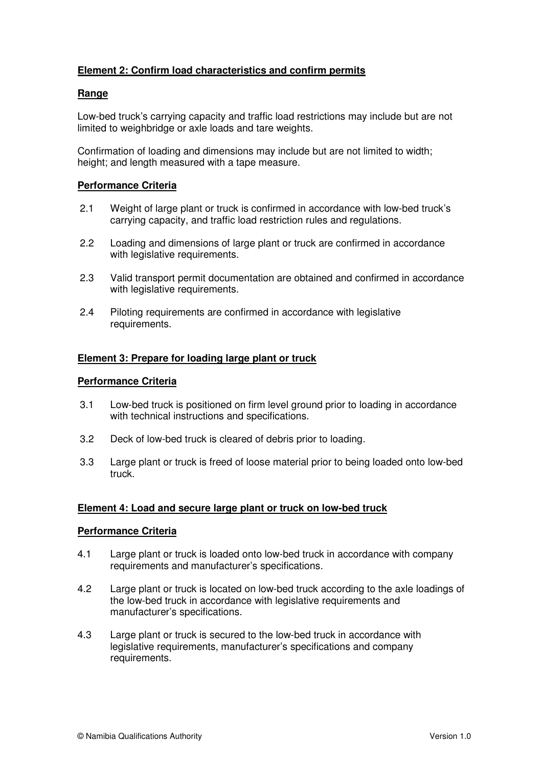**Element 2: Confirm load characteristics and confirm permits**

**Range**

Low-bed truck's carrying capacity and traffic load restrictions may include but are not limited to weighbridge or axle loads and tare weights.

Confirmation of loading and dimensions may include but are not limited to width; height; and length measured with a tape measure.

**Performance Criteria**

2.1 Weight of large plant or truck is confirmed in accordance with low-bed truck's carrying capacity, and traffic load restriction rules and regulations.

2.2 Loading and dimensions of large plant or truck are confirmed in accordance with legislative requirements.

2.3 Valid transport permit documentation are obtained and confirmed in accordance with legislative requirements.

2.4 Piloting requirements are confirmed in accordance with legislative requirements.

**Element 3: Prepare for loading large plant or truck**

**Performance Criteria**

3.1 Low-bed truck is positioned on firm level ground prior to loading in accordance with technical instructions and specifications.

3.2 Deck of low-bed truck is cleared of debris prior to loading.

3.3 Large plant or truck is freed of loose material prior to being loaded onto low-bed truck.

**Element 4: Load and secure large plant or truck on low-bed truck**

**Performance Criteria**

4.1 Large plant or truck is loaded onto low-bed truck in accordance with company requirements and manufacturer's specifications.

4.2 Large plant or truck is located on low-bed truck according to the axle loadings of the low-bed truck in accordance with legislative requirements and manufacturer's specifications.

4.3 Large plant or truck is secured to the low-bed truck in accordance with legislative requirements, manufacturer's specifications and company requirements.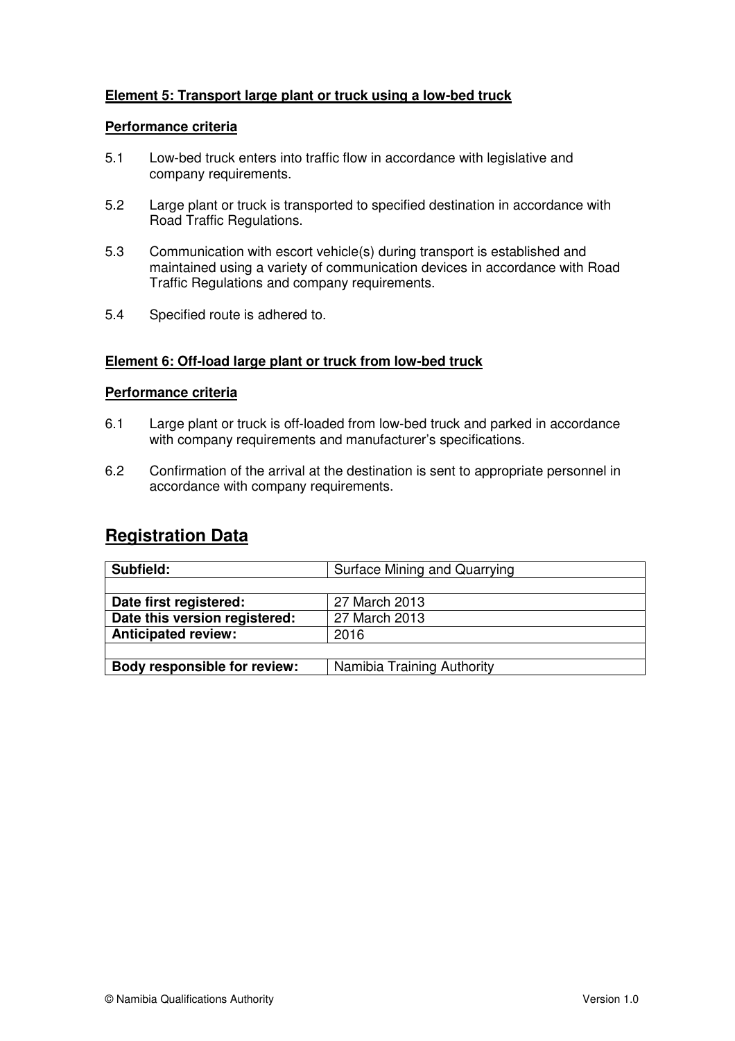**Element 5: Transport large plant or truck using a low-bed truck**

**Performance criteria**

5.1 Low-bed truck enters into traffic flow in accordance with legislative and company requirements.

5.2 Large plant or truck is transported to specified destination in accordance with Road Traffic Regulations.

5.3 Communication with escort vehicle(s) during transport is established and maintained using a variety of communication devices in accordance with Road Traffic Regulations and company requirements.

5.4 Specified route is adhered to.

**Element 6: Off-load large plant or truck from low-bed truck**

**Performance criteria**

6.1 Large plant or truck is off-loaded from low-bed truck and parked in accordance with company requirements and manufacturer's specifications.

6.2 Confirmation of the arrival at the destination is sent to appropriate personnel in accordance with company requirements.

## Registration Data

| | |
|---|---|
| **Subfield:** | Surface Mining and Quarrying |
| | |
| **Date first registered:** | 27 March 2013 |
| **Date this version registered:** | 27 March 2013 |
| **Anticipated review:** | 2016 |
| | |
| **Body responsible for review:** | Namibia Training Authority |